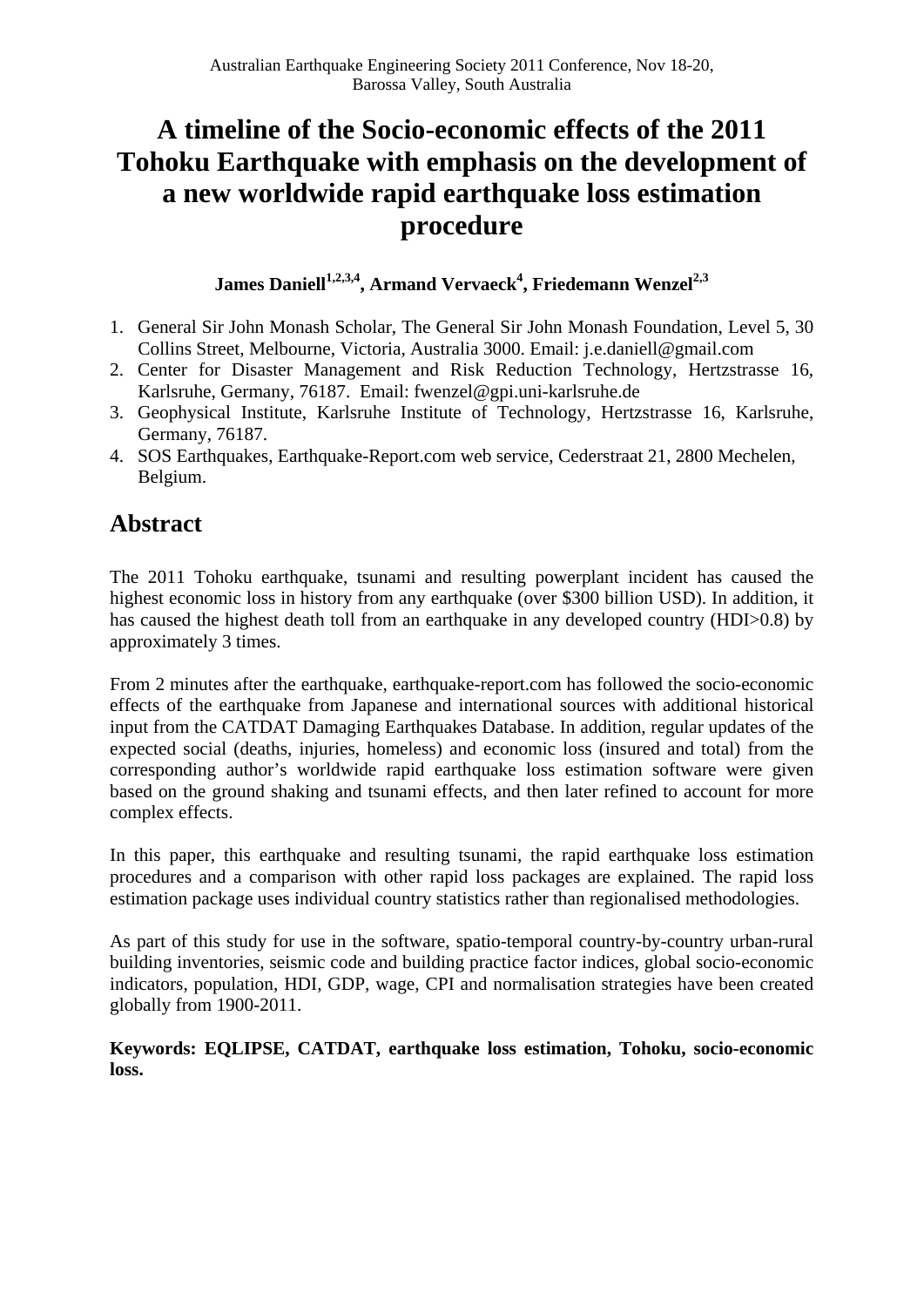# A timeline of the Socio-economic effects of the 2011 Tohoku Earthquake with emphasis on the development of a new worldwide rapid earthquake loss estimation procedure

**James Daniell[1,2,3,4], Armand Vervaeck[4], Friedemann Wenzel[2,3]**

1. General Sir John Monash Scholar, The General Sir John Monash Foundation, Level 5, 30 Collins Street, Melbourne, Victoria, Australia 3000. Email: j.e.daniell@gmail.com
2. Center for Disaster Management and Risk Reduction Technology, Hertzstrasse 16, Karlsruhe, Germany, 76187. Email: fwenzel@gpi.uni-karlsruhe.de
3. Geophysical Institute, Karlsruhe Institute of Technology, Hertzstrasse 16, Karlsruhe, Germany, 76187.
4. SOS Earthquakes, Earthquake-Report.com web service, Cederstraat 21, 2800 Mechelen, Belgium.

## Abstract

The 2011 Tohoku earthquake, tsunami and resulting powerplant incident has caused the highest economic loss in history from any earthquake (over $300 billion USD). In addition, it has caused the highest death toll from an earthquake in any developed country (HDI>0.8) by approximately 3 times.

From 2 minutes after the earthquake, earthquake-report.com has followed the socio-economic effects of the earthquake from Japanese and international sources with additional historical input from the CATDAT Damaging Earthquakes Database. In addition, regular updates of the expected social (deaths, injuries, homeless) and economic loss (insured and total) from the corresponding author's worldwide rapid earthquake loss estimation software were given based on the ground shaking and tsunami effects, and then later refined to account for more complex effects.

In this paper, this earthquake and resulting tsunami, the rapid earthquake loss estimation procedures and a comparison with other rapid loss packages are explained. The rapid loss estimation package uses individual country statistics rather than regionalised methodologies.

As part of this study for use in the software, spatio-temporal country-by-country urban-rural building inventories, seismic code and building practice factor indices, global socio-economic indicators, population, HDI, GDP, wage, CPI and normalisation strategies have been created globally from 1900-2011.

**Keywords: EQLIPSE, CATDAT, earthquake loss estimation, Tohoku, socio-economic loss.**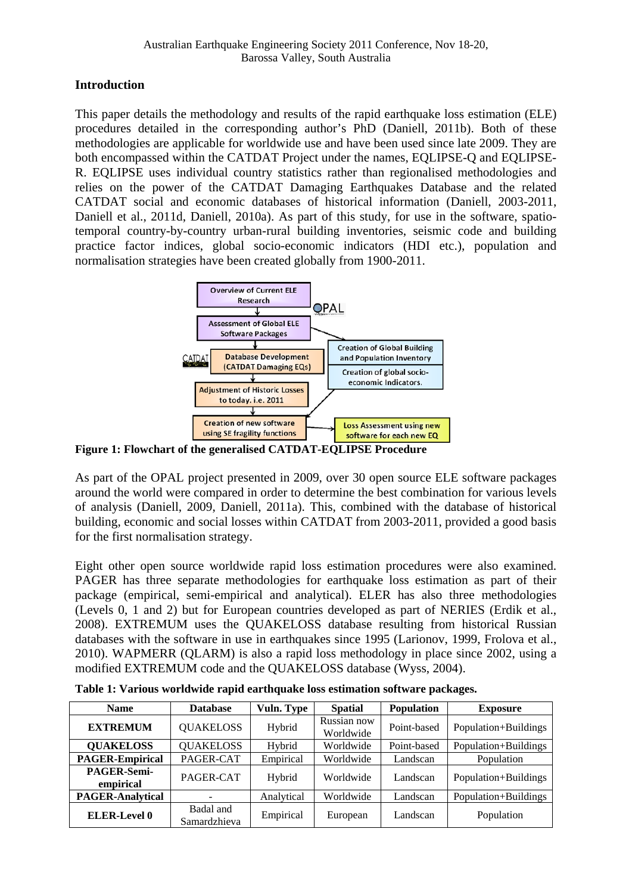## Introduction

This paper details the methodology and results of the rapid earthquake loss estimation (ELE) procedures detailed in the corresponding author's PhD (Daniell, 2011b). Both of these methodologies are applicable for worldwide use and have been used since late 2009. They are both encompassed within the CATDAT Project under the names, EQLIPSE-Q and EQLIPSE-R. EQLIPSE uses individual country statistics rather than regionalised methodologies and relies on the power of the CATDAT Damaging Earthquakes Database and the related CATDAT social and economic databases of historical information (Daniell, 2003-2011, Daniell et al., 2011d, Daniell, 2010a). As part of this study, for use in the software, spatio-temporal country-by-country urban-rural building inventories, seismic code and building practice factor indices, global socio-economic indicators (HDI etc.), population and normalisation strategies have been created globally from 1900-2011.

**Figure 1: Flowchart of the generalised CATDAT-EQLIPSE Procedure**

As part of the OPAL project presented in 2009, over 30 open source ELE software packages around the world were compared in order to determine the best combination for various levels of analysis (Daniell, 2009, Daniell, 2011a). This, combined with the database of historical building, economic and social losses within CATDAT from 2003-2011, provided a good basis for the first normalisation strategy.

Eight other open source worldwide rapid loss estimation procedures were also examined. PAGER has three separate methodologies for earthquake loss estimation as part of their package (empirical, semi-empirical and analytical). ELER has also three methodologies (Levels 0, 1 and 2) but for European countries developed as part of NERIES (Erdik et al., 2008). EXTREMUM uses the QUAKELOSS database resulting from historical Russian databases with the software in use in earthquakes since 1995 (Larionov, 1999, Frolova et al., 2010). WAPMERR (QLARM) is also a rapid loss methodology in place since 2002, using a modified EXTREMUM code and the QUAKELOSS database (Wyss, 2004).

**Table 1: Various worldwide rapid earthquake loss estimation software packages.**

| Name | Database | Vuln. Type | Spatial | Population | Exposure |
|---|---|---|---|---|---|
| **EXTREMUM** | QUAKELOSS | Hybrid | Russian now Worldwide | Point-based | Population+Buildings |
| **QUAKELOSS** | QUAKELOSS | Hybrid | Worldwide | Point-based | Population+Buildings |
| **PAGER-Empirical** | PAGER-CAT | Empirical | Worldwide | Landscan | Population |
| **PAGER-Semi-empirical** | PAGER-CAT | Hybrid | Worldwide | Landscan | Population+Buildings |
| **PAGER-Analytical** | - | Analytical | Worldwide | Landscan | Population+Buildings |
| **ELER-Level 0** | Badal and Samardzhieva | Empirical | European | Landscan | Population |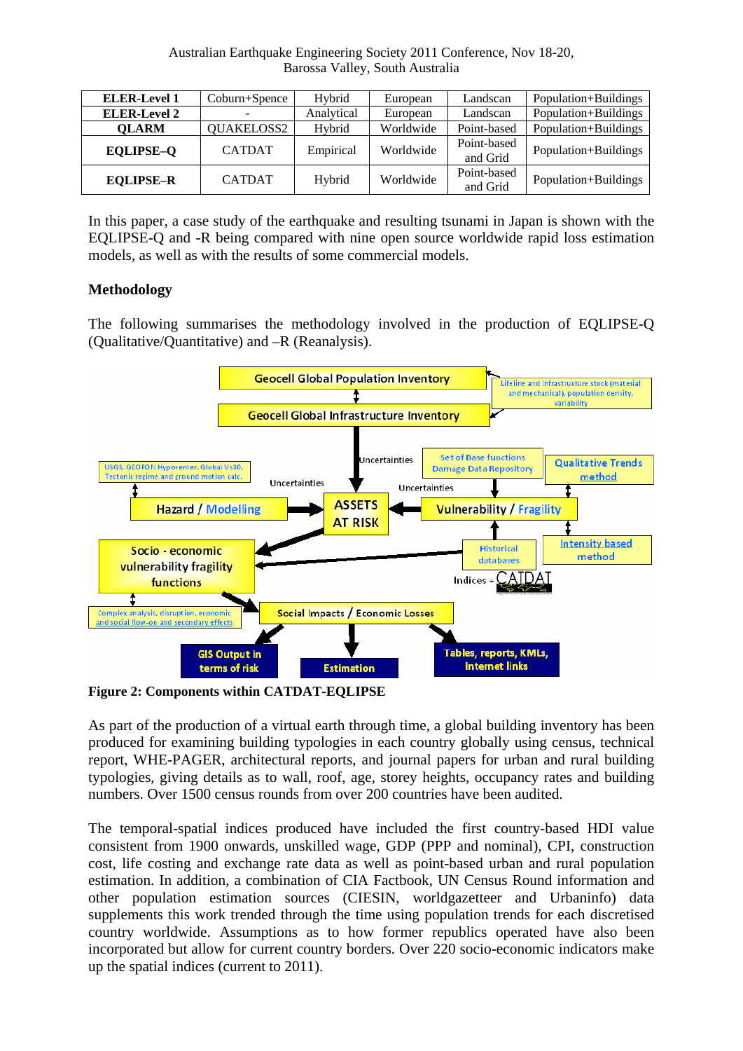| ELER-Level 1 | Coburn+Spence | Hybrid | European | Landscan | Population+Buildings |
|---|---|---|---|---|---|
| ELER-Level 2 | - | Analytical | European | Landscan | Population+Buildings |
| QLARM | QUAKELOSS2 | Hybrid | Worldwide | Point-based | Population+Buildings |
| EQLIPSE–Q | CATDAT | Empirical | Worldwide | Point-based and Grid | Population+Buildings |
| EQLIPSE–R | CATDAT | Hybrid | Worldwide | Point-based and Grid | Population+Buildings |

In this paper, a case study of the earthquake and resulting tsunami in Japan is shown with the EQLIPSE-Q and -R being compared with nine open source worldwide rapid loss estimation models, as well as with the results of some commercial models.

## Methodology

The following summarises the methodology involved in the production of EQLIPSE-Q (Qualitative/Quantitative) and –R (Reanalysis).

**Figure 2: Components within CATDAT-EQLIPSE**

As part of the production of a virtual earth through time, a global building inventory has been produced for examining building typologies in each country globally using census, technical report, WHE-PAGER, architectural reports, and journal papers for urban and rural building typologies, giving details as to wall, roof, age, storey heights, occupancy rates and building numbers. Over 1500 census rounds from over 200 countries have been audited.

The temporal-spatial indices produced have included the first country-based HDI value consistent from 1900 onwards, unskilled wage, GDP (PPP and nominal), CPI, construction cost, life costing and exchange rate data as well as point-based urban and rural population estimation. In addition, a combination of CIA Factbook, UN Census Round information and other population estimation sources (CIESIN, worldgazetteer and Urbaninfo) data supplements this work trended through the time using population trends for each discretised country worldwide. Assumptions as to how former republics operated have also been incorporated but allow for current country borders. Over 220 socio-economic indicators make up the spatial indices (current to 2011).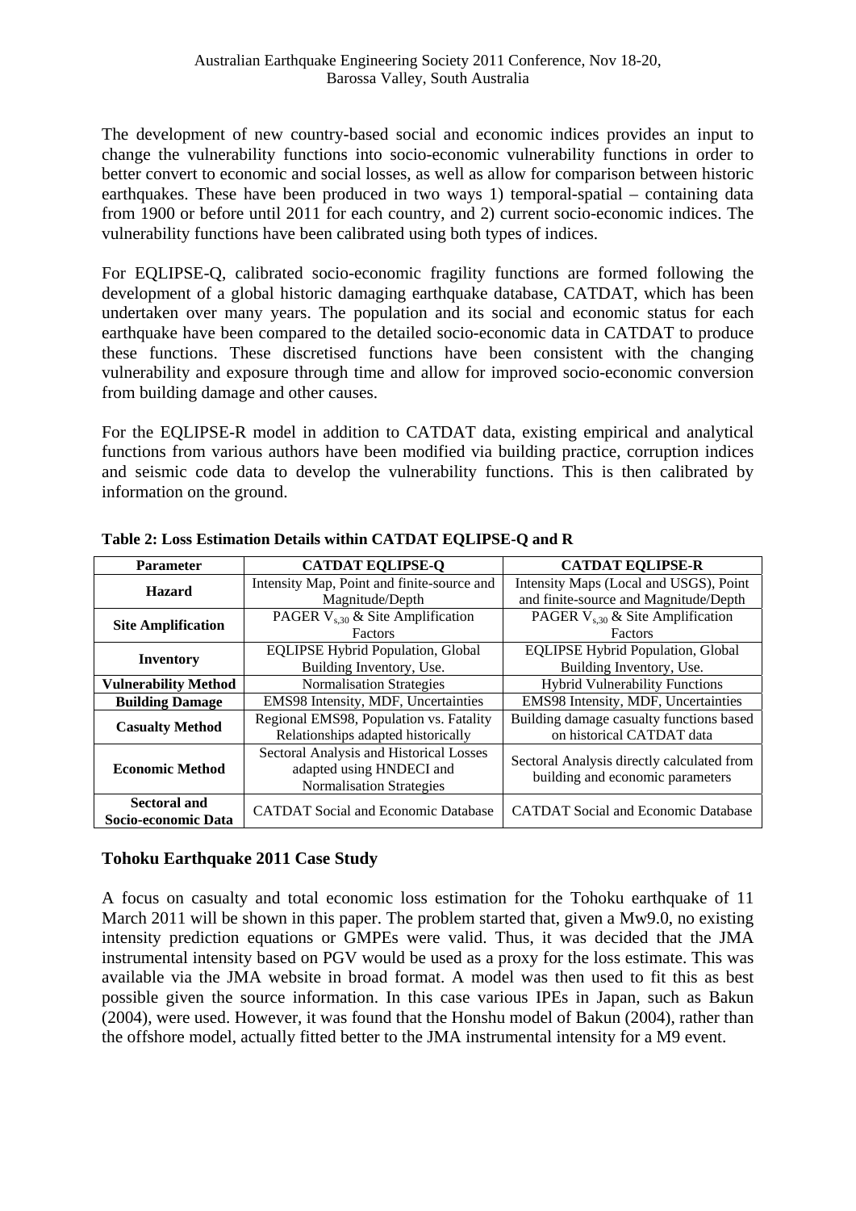The development of new country-based social and economic indices provides an input to change the vulnerability functions into socio-economic vulnerability functions in order to better convert to economic and social losses, as well as allow for comparison between historic earthquakes. These have been produced in two ways 1) temporal-spatial – containing data from 1900 or before until 2011 for each country, and 2) current socio-economic indices. The vulnerability functions have been calibrated using both types of indices.

For EQLIPSE-Q, calibrated socio-economic fragility functions are formed following the development of a global historic damaging earthquake database, CATDAT, which has been undertaken over many years. The population and its social and economic status for each earthquake have been compared to the detailed socio-economic data in CATDAT to produce these functions. These discretised functions have been consistent with the changing vulnerability and exposure through time and allow for improved socio-economic conversion from building damage and other causes.

For the EQLIPSE-R model in addition to CATDAT data, existing empirical and analytical functions from various authors have been modified via building practice, corruption indices and seismic code data to develop the vulnerability functions. This is then calibrated by information on the ground.

**Table 2: Loss Estimation Details within CATDAT EQLIPSE-Q and R**

| Parameter | CATDAT EQLIPSE-Q | CATDAT EQLIPSE-R |
|---|---|---|
| **Hazard** | Intensity Map, Point and finite-source and Magnitude/Depth | Intensity Maps (Local and USGS), Point and finite-source and Magnitude/Depth |
| **Site Amplification** | PAGER $V_{s,30}$ & Site Amplification Factors | PAGER $V_{s,30}$ & Site Amplification Factors |
| **Inventory** | EQLIPSE Hybrid Population, Global Building Inventory, Use. | EQLIPSE Hybrid Population, Global Building Inventory, Use. |
| **Vulnerability Method** | Normalisation Strategies | Hybrid Vulnerability Functions |
| **Building Damage** | EMS98 Intensity, MDF, Uncertainties | EMS98 Intensity, MDF, Uncertainties |
| **Casualty Method** | Regional EMS98, Population vs. Fatality Relationships adapted historically | Building damage casualty functions based on historical CATDAT data |
| **Economic Method** | Sectoral Analysis and Historical Losses adapted using HNDECI and Normalisation Strategies | Sectoral Analysis directly calculated from building and economic parameters |
| **Sectoral and Socio-economic Data** | CATDAT Social and Economic Database | CATDAT Social and Economic Database |

## Tohoku Earthquake 2011 Case Study

A focus on casualty and total economic loss estimation for the Tohoku earthquake of 11 March 2011 will be shown in this paper. The problem started that, given a Mw9.0, no existing intensity prediction equations or GMPEs were valid. Thus, it was decided that the JMA instrumental intensity based on PGV would be used as a proxy for the loss estimate. This was available via the JMA website in broad format. A model was then used to fit this as best possible given the source information. In this case various IPEs in Japan, such as Bakun (2004), were used. However, it was found that the Honshu model of Bakun (2004), rather than the offshore model, actually fitted better to the JMA instrumental intensity for a M9 event.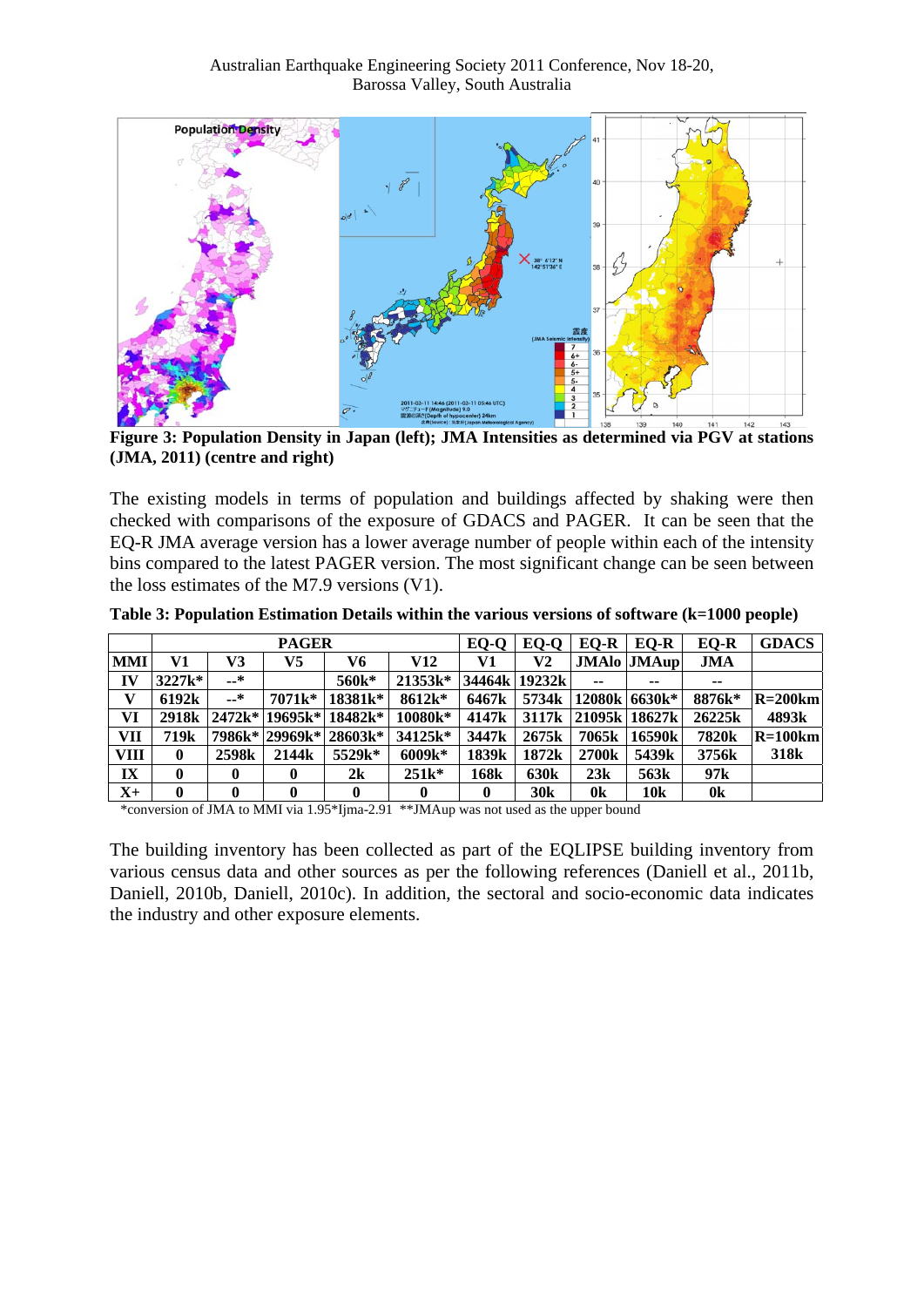**Figure 3: Population Density in Japan (left); JMA Intensities as determined via PGV at stations (JMA, 2011) (centre and right)**

The existing models in terms of population and buildings affected by shaking were then checked with comparisons of the exposure of GDACS and PAGER. It can be seen that the EQ-R JMA average version has a lower average number of people within each of the intensity bins compared to the latest PAGER version. The most significant change can be seen between the loss estimates of the M7.9 versions (V1).

**Table 3: Population Estimation Details within the various versions of software (k=1000 people)**

| | PAGER | | | | | EQ-Q | EQ-Q | EQ-R | EQ-R | EQ-R | GDACS |
|---|---|---|---|---|---|---|---|---|---|---|---|
| **MMI** | **V1** | **V3** | **V5** | **V6** | **V12** | **V1** | **V2** | **JMAlo** | **JMAup** | **JMA** | |
| **IV** | 3227k* | --* | | 560k* | 21353k* | 34464k | 19232k | -- | -- | -- | |
| **V** | 6192k | --* | 7071k* | 18381k* | 8612k* | 6467k | 5734k | 12080k | 6630k* | 8876k* | R=200km |
| **VI** | 2918k | 2472k* | 19695k* | 18482k* | 10080k* | 4147k | 3117k | 21095k | 18627k | 26225k | 4893k |
| **VII** | 719k | 7986k* | 29969k* | 28603k* | 34125k* | 3447k | 2675k | 7065k | 16590k | 7820k | R=100km |
| **VIII** | 0 | 2598k | 2144k | 5529k* | 6009k* | 1839k | 1872k | 2700k | 5439k | 3756k | 318k |
| **IX** | 0 | 0 | 0 | 2k | 251k* | 168k | 630k | 23k | 563k | 97k | |
| **X+** | 0 | 0 | 0 | 0 | 0 | 0 | 30k | 0k | 10k | 0k | |

*conversion of JMA to MMI via 1.95*Ijma-2.91 **JMAup was not used as the upper bound

The building inventory has been collected as part of the EQLIPSE building inventory from various census data and other sources as per the following references (Daniell et al., 2011b, Daniell, 2010b, Daniell, 2010c). In addition, the sectoral and socio-economic data indicates the industry and other exposure elements.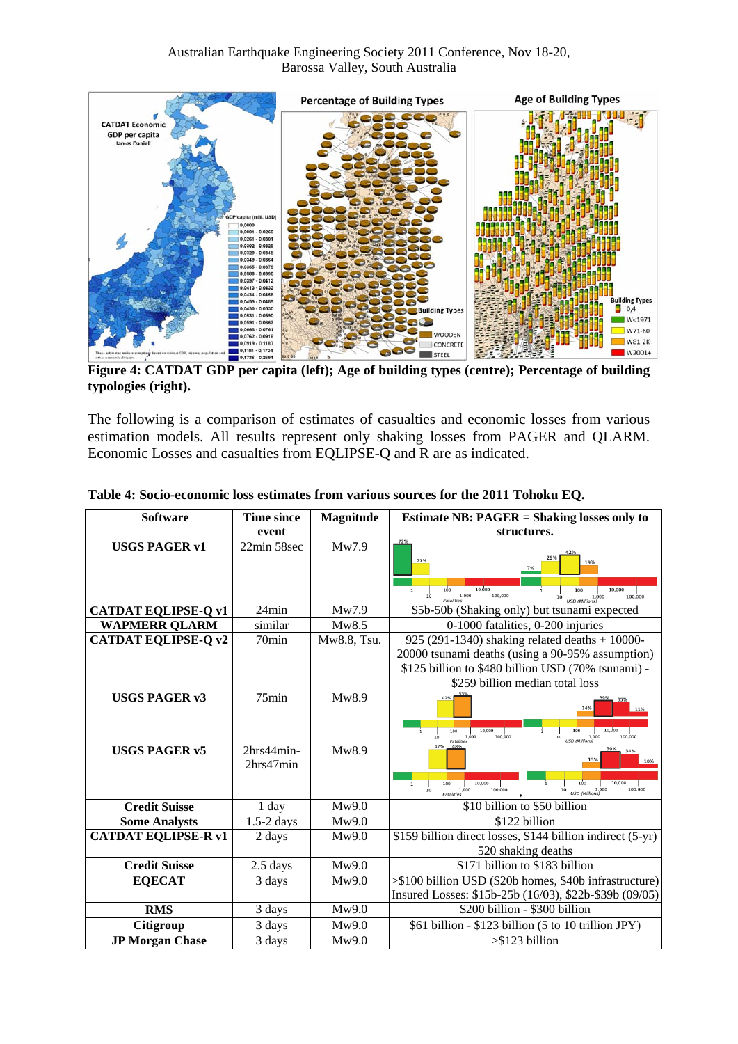**Figure 4: CATDAT GDP per capita (left); Age of building types (centre); Percentage of building typologies (right).**

The following is a comparison of estimates of casualties and economic losses from various estimation models. All results represent only shaking losses from PAGER and QLARM. Economic Losses and casualties from EQLIPSE-Q and R are as indicated.

**Table 4: Socio-economic loss estimates from various sources for the 2011 Tohoku EQ.**

| Software | Time since event | Magnitude | Estimate NB: PAGER = Shaking losses only to structures. |
|---|---|---|---|
| **USGS PAGER v1** | 22min 58sec | Mw7.9 | |
| **CATDAT EQLIPSE-Q v1** | 24min | Mw7.9 | $5b-50b (Shaking only) but tsunami expected |
| **WAPMERR QLARM** | similar | Mw8.5 | 0-1000 fatalities, 0-200 injuries |
| **CATDAT EQLIPSE-Q v2** | 70min | Mw8.8, Tsu. | 925 (291-1340) shaking related deaths + 10000-20000 tsunami deaths (using a 90-95% assumption) $125 billion to $480 billion USD (70% tsunami) - $259 billion median total loss |
| **USGS PAGER v3** | 75min | Mw8.9 | |
| **USGS PAGER v5** | 2hrs44min-2hrs47min | Mw8.9 | |
| **Credit Suisse** | 1 day | Mw9.0 | $10 billion to $50 billion |
| **Some Analysts** | 1.5-2 days | Mw9.0 | $122 billion |
| **CATDAT EQLIPSE-R v1** | 2 days | Mw9.0 | $159 billion direct losses, $144 billion indirect (5-yr) 520 shaking deaths |
| **Credit Suisse** | 2.5 days | Mw9.0 | $171 billion to $183 billion |
| **EQECAT** | 3 days | Mw9.0 | >$100 billion USD ($20b homes, $40b infrastructure) Insured Losses: $15b-25b (16/03), $22b-$39b (09/05) |
| **RMS** | 3 days | Mw9.0 | $200 billion - $300 billion |
| **Citigroup** | 3 days | Mw9.0 | $61 billion - $123 billion (5 to 10 trillion JPY) |
| **JP Morgan Chase** | 3 days | Mw9.0 | >$123 billion |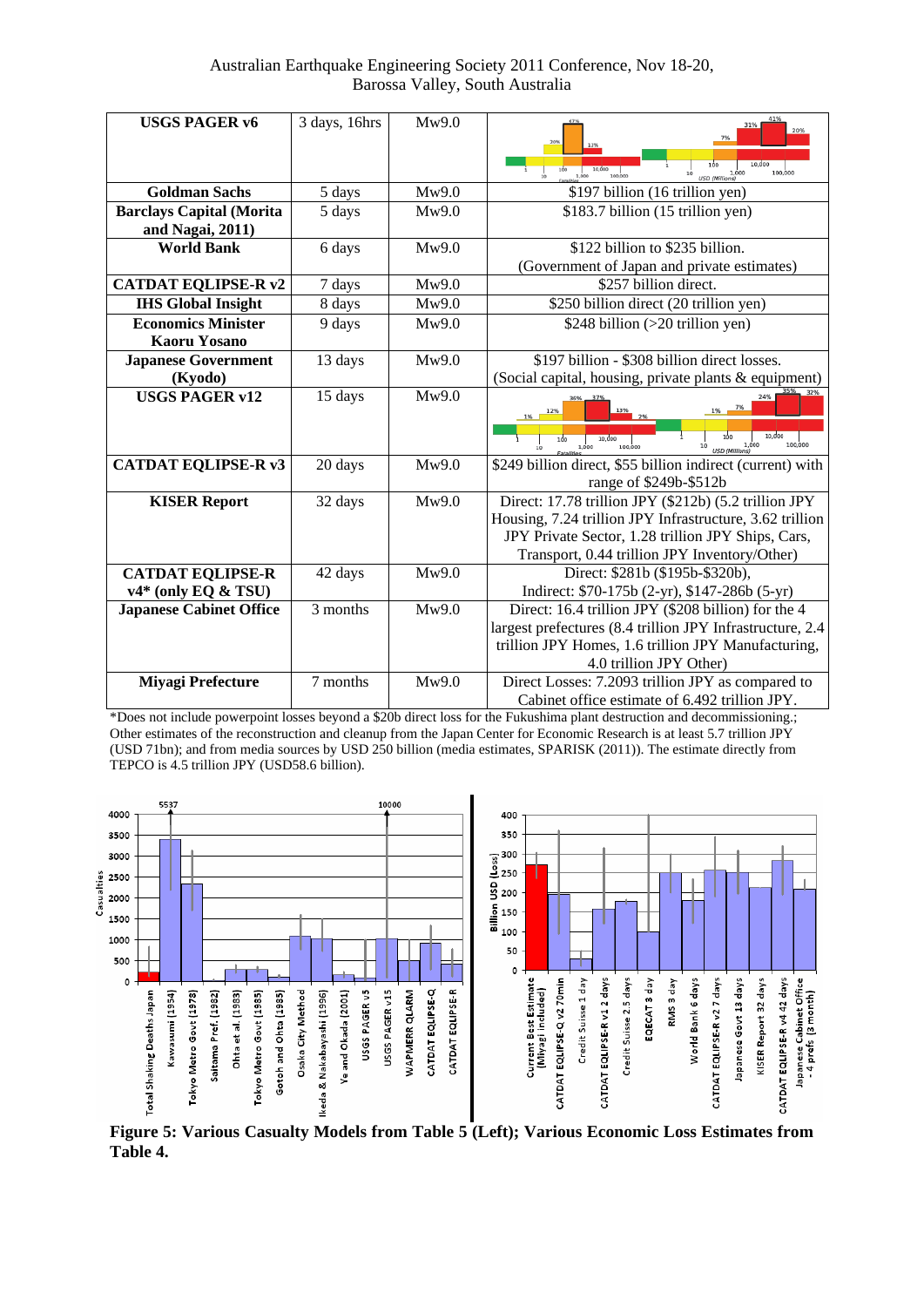| **USGS PAGER v6** | 3 days, 16hrs | Mw9.0 | |
|---|---|---|---|
| **Goldman Sachs** | 5 days | Mw9.0 | $197 billion (16 trillion yen) |
| **Barclays Capital (Morita and Nagai, 2011)** | 5 days | Mw9.0 | $183.7 billion (15 trillion yen) |
| **World Bank** | 6 days | Mw9.0 | $122 billion to $235 billion. (Government of Japan and private estimates) |
| **CATDAT EQLIPSE-R v2** | 7 days | Mw9.0 | $257 billion direct. |
| **IHS Global Insight** | 8 days | Mw9.0 | $250 billion direct (20 trillion yen) |
| **Economics Minister Kaoru Yosano** | 9 days | Mw9.0 | $248 billion (>20 trillion yen) |
| **Japanese Government (Kyodo)** | 13 days | Mw9.0 | $197 billion - $308 billion direct losses. (Social capital, housing, private plants & equipment) |
| **USGS PAGER v12** | 15 days | Mw9.0 | |
| **CATDAT EQLIPSE-R v3** | 20 days | Mw9.0 | $249 billion direct, $55 billion indirect (current) with range of $249b-$512b |
| **KISER Report** | 32 days | Mw9.0 | Direct: 17.78 trillion JPY ($212b) (5.2 trillion JPY Housing, 7.24 trillion JPY Infrastructure, 3.62 trillion JPY Private Sector, 1.28 trillion JPY Ships, Cars, Transport, 0.44 trillion JPY Inventory/Other) |
| **CATDAT EQLIPSE-R v4* (only EQ & TSU)** | 42 days | Mw9.0 | Direct: $281b ($195b-$320b), Indirect: $70-175b (2-yr), $147-286b (5-yr) |
| **Japanese Cabinet Office** | 3 months | Mw9.0 | Direct: 16.4 trillion JPY ($208 billion) for the 4 largest prefectures (8.4 trillion JPY Infrastructure, 2.4 trillion JPY Homes, 1.6 trillion JPY Manufacturing, 4.0 trillion JPY Other) |
| **Miyagi Prefecture** | 7 months | Mw9.0 | Direct Losses: 7.2093 trillion JPY as compared to Cabinet office estimate of 6.492 trillion JPY. |

*Does not include powerpoint losses beyond a $20b direct loss for the Fukushima plant destruction and decommissioning.; Other estimates of the reconstruction and cleanup from the Japan Center for Economic Research is at least 5.7 trillion JPY (USD 71bn); and from media sources by USD 250 billion (media estimates, SPARISK (2011)). The estimate directly from TEPCO is 4.5 trillion JPY (USD58.6 billion).

**Figure 5: Various Casualty Models from Table 5 (Left); Various Economic Loss Estimates from Table 4.**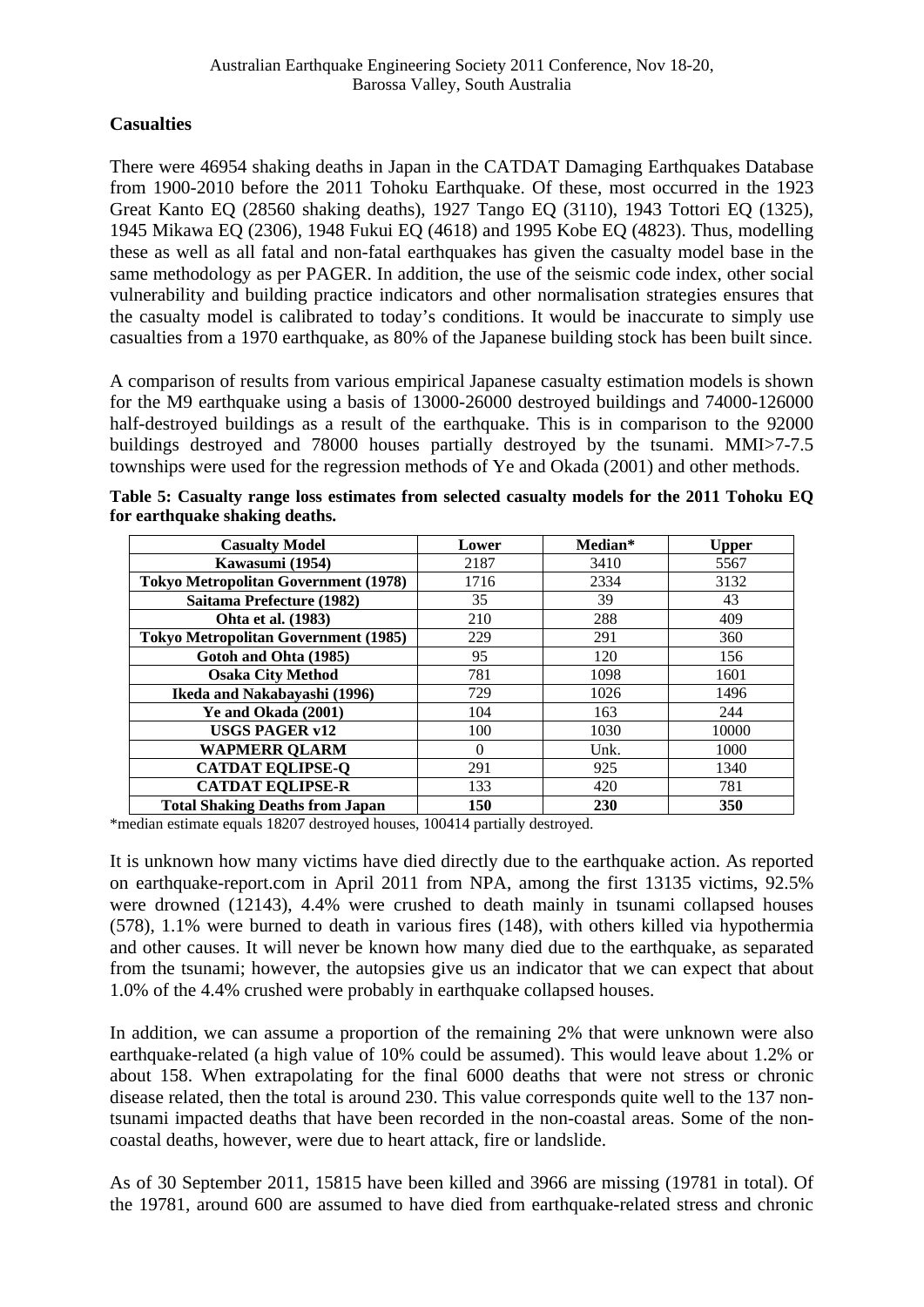## Casualties

There were 46954 shaking deaths in Japan in the CATDAT Damaging Earthquakes Database from 1900-2010 before the 2011 Tohoku Earthquake. Of these, most occurred in the 1923 Great Kanto EQ (28560 shaking deaths), 1927 Tango EQ (3110), 1943 Tottori EQ (1325), 1945 Mikawa EQ (2306), 1948 Fukui EQ (4618) and 1995 Kobe EQ (4823). Thus, modelling these as well as all fatal and non-fatal earthquakes has given the casualty model base in the same methodology as per PAGER. In addition, the use of the seismic code index, other social vulnerability and building practice indicators and other normalisation strategies ensures that the casualty model is calibrated to today's conditions. It would be inaccurate to simply use casualties from a 1970 earthquake, as 80% of the Japanese building stock has been built since.

A comparison of results from various empirical Japanese casualty estimation models is shown for the M9 earthquake using a basis of 13000-26000 destroyed buildings and 74000-126000 half-destroyed buildings as a result of the earthquake. This is in comparison to the 92000 buildings destroyed and 78000 houses partially destroyed by the tsunami. MMI>7-7.5 townships were used for the regression methods of Ye and Okada (2001) and other methods.

**Table 5: Casualty range loss estimates from selected casualty models for the 2011 Tohoku EQ for earthquake shaking deaths.**

| Casualty Model | Lower | Median* | Upper |
|---|---|---|---|
| **Kawasumi (1954)** | 2187 | 3410 | 5567 |
| **Tokyo Metropolitan Government (1978)** | 1716 | 2334 | 3132 |
| **Saitama Prefecture (1982)** | 35 | 39 | 43 |
| **Ohta et al. (1983)** | 210 | 288 | 409 |
| **Tokyo Metropolitan Government (1985)** | 229 | 291 | 360 |
| **Gotoh and Ohta (1985)** | 95 | 120 | 156 |
| **Osaka City Method** | 781 | 1098 | 1601 |
| **Ikeda and Nakabayashi (1996)** | 729 | 1026 | 1496 |
| **Ye and Okada (2001)** | 104 | 163 | 244 |
| **USGS PAGER v12** | 100 | 1030 | 10000 |
| **WAPMERR QLARM** | 0 | Unk. | 1000 |
| **CATDAT EQLIPSE-Q** | 291 | 925 | 1340 |
| **CATDAT EQLIPSE-R** | 133 | 420 | 781 |
| **Total Shaking Deaths from Japan** | **150** | **230** | **350** |

*median estimate equals 18207 destroyed houses, 100414 partially destroyed.

It is unknown how many victims have died directly due to the earthquake action. As reported on earthquake-report.com in April 2011 from NPA, among the first 13135 victims, 92.5% were drowned (12143), 4.4% were crushed to death mainly in tsunami collapsed houses (578), 1.1% were burned to death in various fires (148), with others killed via hypothermia and other causes. It will never be known how many died due to the earthquake, as separated from the tsunami; however, the autopsies give us an indicator that we can expect that about 1.0% of the 4.4% crushed were probably in earthquake collapsed houses.

In addition, we can assume a proportion of the remaining 2% that were unknown were also earthquake-related (a high value of 10% could be assumed). This would leave about 1.2% or about 158. When extrapolating for the final 6000 deaths that were not stress or chronic disease related, then the total is around 230. This value corresponds quite well to the 137 non-tsunami impacted deaths that have been recorded in the non-coastal areas. Some of the non-coastal deaths, however, were due to heart attack, fire or landslide.

As of 30 September 2011, 15815 have been killed and 3966 are missing (19781 in total). Of the 19781, around 600 are assumed to have died from earthquake-related stress and chronic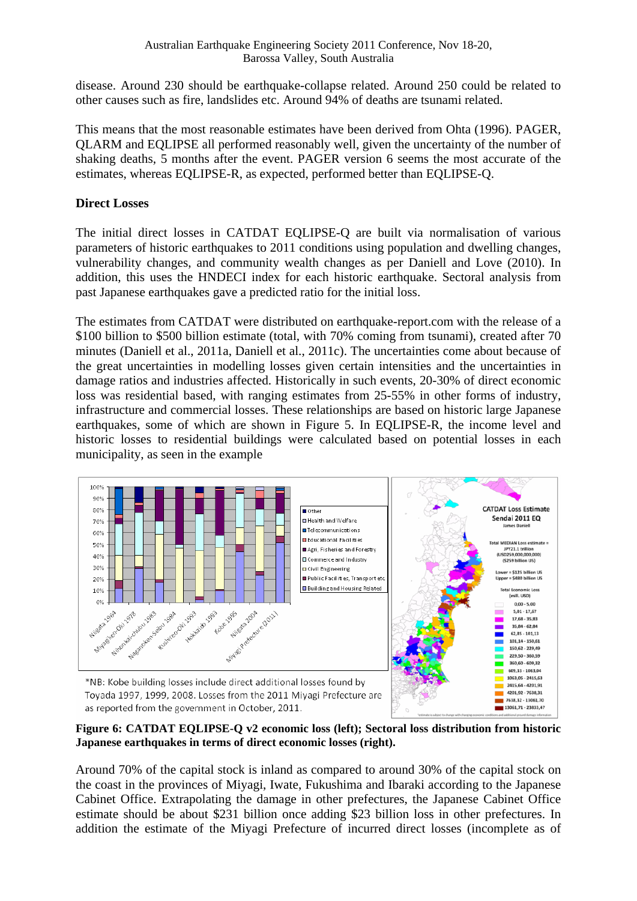disease. Around 230 should be earthquake-collapse related. Around 250 could be related to other causes such as fire, landslides etc. Around 94% of deaths are tsunami related.

This means that the most reasonable estimates have been derived from Ohta (1996). PAGER, QLARM and EQLIPSE all performed reasonably well, given the uncertainty of the number of shaking deaths, 5 months after the event. PAGER version 6 seems the most accurate of the estimates, whereas EQLIPSE-R, as expected, performed better than EQLIPSE-Q.

**Direct Losses**

The initial direct losses in CATDAT EQLIPSE-Q are built via normalisation of various parameters of historic earthquakes to 2011 conditions using population and dwelling changes, vulnerability changes, and community wealth changes as per Daniell and Love (2010). In addition, this uses the HNDECI index for each historic earthquake. Sectoral analysis from past Japanese earthquakes gave a predicted ratio for the initial loss.

The estimates from CATDAT were distributed on earthquake-report.com with the release of a \$100 billion to \$500 billion estimate (total, with 70% coming from tsunami), created after 70 minutes (Daniell et al., 2011a, Daniell et al., 2011c). The uncertainties come about because of the great uncertainties in modelling losses given certain intensities and the uncertainties in damage ratios and industries affected. Historically in such events, 20-30% of direct economic loss was residential based, with ranging estimates from 25-55% in other forms of industry, infrastructure and commercial losses. These relationships are based on historic large Japanese earthquakes, some of which are shown in Figure 5. In EQLIPSE-R, the income level and historic losses to residential buildings were calculated based on potential losses in each municipality, as seen in the example

*NB: Kobe building losses include direct additional losses found by Toyada 1997, 1999, 2008. Losses from the 2011 Miyagi Prefecture are as reported from the government in October, 2011.

**Figure 6: CATDAT EQLIPSE-Q v2 economic loss (left); Sectoral loss distribution from historic Japanese earthquakes in terms of direct economic losses (right).**

Around 70% of the capital stock is inland as compared to around 30% of the capital stock on the coast in the provinces of Miyagi, Iwate, Fukushima and Ibaraki according to the Japanese Cabinet Office. Extrapolating the damage in other prefectures, the Japanese Cabinet Office estimate should be about \$231 billion once adding \$23 billion loss in other prefectures. In addition the estimate of the Miyagi Prefecture of incurred direct losses (incomplete as of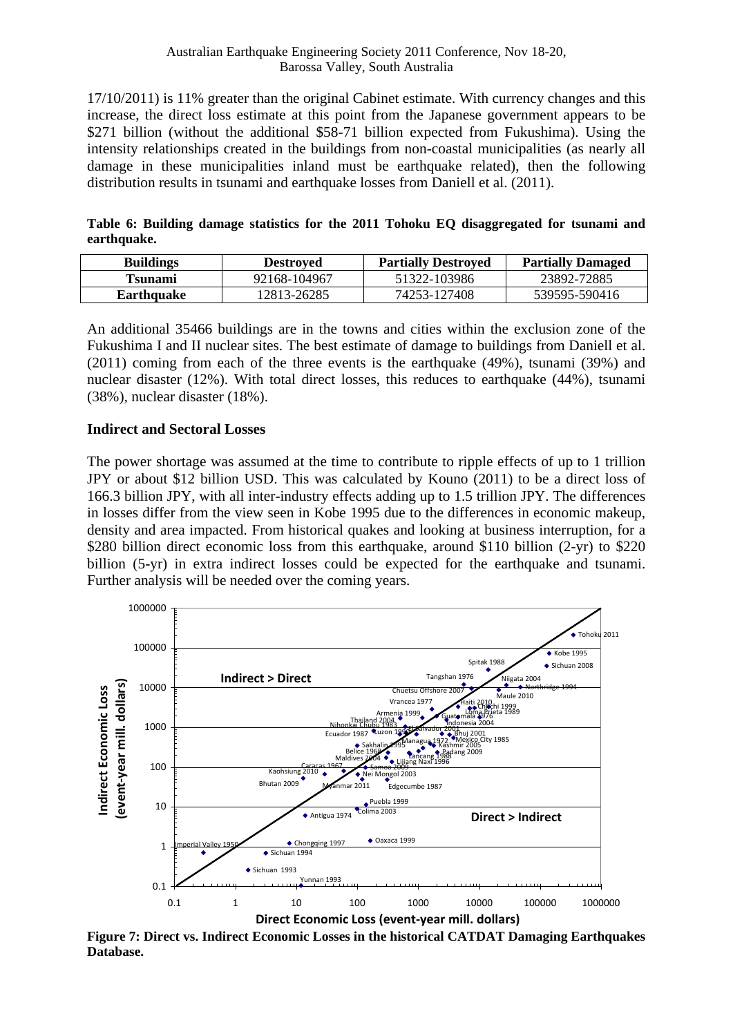17/10/2011) is 11% greater than the original Cabinet estimate. With currency changes and this increase, the direct loss estimate at this point from the Japanese government appears to be \$271 billion (without the additional \$58-71 billion expected from Fukushima). Using the intensity relationships created in the buildings from non-coastal municipalities (as nearly all damage in these municipalities inland must be earthquake related), then the following distribution results in tsunami and earthquake losses from Daniell et al. (2011).

**Table 6: Building damage statistics for the 2011 Tohoku EQ disaggregated for tsunami and earthquake.**

| Buildings | Destroyed | Partially Destroyed | Partially Damaged |
| --- | --- | --- | --- |
| Tsunami | 92168-104967 | 51322-103986 | 23892-72885 |
| Earthquake | 12813-26285 | 74253-127408 | 539595-590416 |

An additional 35466 buildings are in the towns and cities within the exclusion zone of the Fukushima I and II nuclear sites. The best estimate of damage to buildings from Daniell et al. (2011) coming from each of the three events is the earthquake (49%), tsunami (39%) and nuclear disaster (12%). With total direct losses, this reduces to earthquake (44%), tsunami (38%), nuclear disaster (18%).

## Indirect and Sectoral Losses

The power shortage was assumed at the time to contribute to ripple effects of up to 1 trillion JPY or about \$12 billion USD. This was calculated by Kouno (2011) to be a direct loss of 166.3 billion JPY, with all inter-industry effects adding up to 1.5 trillion JPY. The differences in losses differ from the view seen in Kobe 1995 due to the differences in economic makeup, density and area impacted. From historical quakes and looking at business interruption, for a \$280 billion direct economic loss from this earthquake, around \$110 billion (2-yr) to \$220 billion (5-yr) in extra indirect losses could be expected for the earthquake and tsunami. Further analysis will be needed over the coming years.

**Figure 7: Direct vs. Indirect Economic Losses in the historical CATDAT Damaging Earthquakes Database.**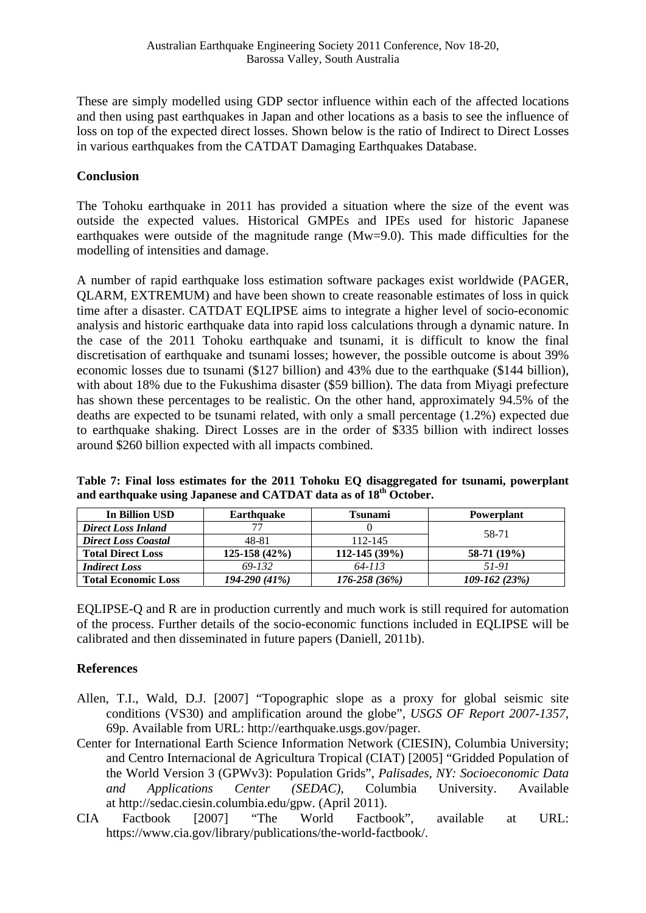These are simply modelled using GDP sector influence within each of the affected locations and then using past earthquakes in Japan and other locations as a basis to see the influence of loss on top of the expected direct losses. Shown below is the ratio of Indirect to Direct Losses in various earthquakes from the CATDAT Damaging Earthquakes Database.

## Conclusion

The Tohoku earthquake in 2011 has provided a situation where the size of the event was outside the expected values. Historical GMPEs and IPEs used for historic Japanese earthquakes were outside of the magnitude range (Mw=9.0). This made difficulties for the modelling of intensities and damage.

A number of rapid earthquake loss estimation software packages exist worldwide (PAGER, QLARM, EXTREMUM) and have been shown to create reasonable estimates of loss in quick time after a disaster. CATDAT EQLIPSE aims to integrate a higher level of socio-economic analysis and historic earthquake data into rapid loss calculations through a dynamic nature. In the case of the 2011 Tohoku earthquake and tsunami, it is difficult to know the final discretisation of earthquake and tsunami losses; however, the possible outcome is about 39% economic losses due to tsunami ($127 billion) and 43% due to the earthquake ($144 billion), with about 18% due to the Fukushima disaster ($59 billion). The data from Miyagi prefecture has shown these percentages to be realistic. On the other hand, approximately 94.5% of the deaths are expected to be tsunami related, with only a small percentage (1.2%) expected due to earthquake shaking. Direct Losses are in the order of $335 billion with indirect losses around $260 billion expected with all impacts combined.

**Table 7: Final loss estimates for the 2011 Tohoku EQ disaggregated for tsunami, powerplant and earthquake using Japanese and CATDAT data as of 18th October.**

| In Billion USD | Earthquake | Tsunami | Powerplant |
|---|---|---|---|
| ***Direct Loss Inland*** | 77 | 0 | 58-71 |
| ***Direct Loss Coastal*** | 48-81 | 112-145 | |
| **Total Direct Loss** | **125-158 (42%)** | **112-145 (39%)** | **58-71 (19%)** |
| ***Indirect Loss*** | *69-132* | *64-113* | *51-91* |
| **Total Economic Loss** | *194-290 (41%)* | *176-258 (36%)* | *109-162 (23%)* |

EQLIPSE-Q and R are in production currently and much work is still required for automation of the process. Further details of the socio-economic functions included in EQLIPSE will be calibrated and then disseminated in future papers (Daniell, 2011b).

## References

Allen, T.I., Wald, D.J. [2007] "Topographic slope as a proxy for global seismic site conditions (VS30) and amplification around the globe", *USGS OF Report 2007-1357*, 69p. Available from URL: http://earthquake.usgs.gov/pager.

Center for International Earth Science Information Network (CIESIN), Columbia University; and Centro Internacional de Agricultura Tropical (CIAT) [2005] "Gridded Population of the World Version 3 (GPWv3): Population Grids", *Palisades, NY: Socioeconomic Data and Applications Center (SEDAC)*, Columbia University. Available at http://sedac.ciesin.columbia.edu/gpw. (April 2011).

CIA Factbook [2007] "The World Factbook", available at URL: https://www.cia.gov/library/publications/the-world-factbook/.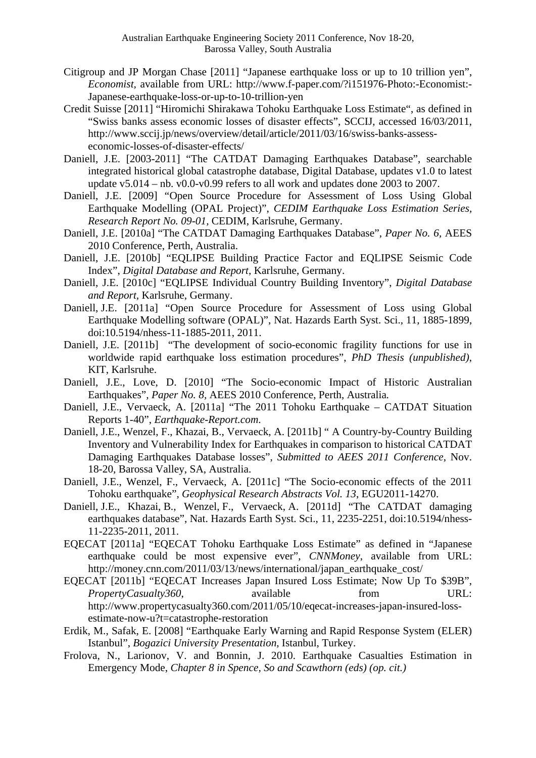Citigroup and JP Morgan Chase [2011] "Japanese earthquake loss or up to 10 trillion yen", *Economist*, available from URL: http://www.f-paper.com/?i151976-Photo:-Economist:-Japanese-earthquake-loss-or-up-to-10-trillion-yen

Credit Suisse [2011] "Hiromichi Shirakawa Tohoku Earthquake Loss Estimate", as defined in "Swiss banks assess economic losses of disaster effects", SCCIJ, accessed 16/03/2011, http://www.sccij.jp/news/overview/detail/article/2011/03/16/swiss-banks-assess-economic-losses-of-disaster-effects/

Daniell, J.E. [2003-2011] "The CATDAT Damaging Earthquakes Database", searchable integrated historical global catastrophe database, Digital Database, updates v1.0 to latest update v5.014 – nb. v0.0-v0.99 refers to all work and updates done 2003 to 2007.

Daniell, J.E. [2009] "Open Source Procedure for Assessment of Loss Using Global Earthquake Modelling (OPAL Project)", *CEDIM Earthquake Loss Estimation Series, Research Report No. 09-01,* CEDIM, Karlsruhe, Germany.

Daniell, J.E. [2010a] "The CATDAT Damaging Earthquakes Database", *Paper No. 6,* AEES 2010 Conference, Perth, Australia.

Daniell, J.E. [2010b] "EQLIPSE Building Practice Factor and EQLIPSE Seismic Code Index", *Digital Database and Report,* Karlsruhe, Germany.

Daniell, J.E. [2010c] "EQLIPSE Individual Country Building Inventory", *Digital Database and Report,* Karlsruhe, Germany.

Daniell, J.E. [2011a] "Open Source Procedure for Assessment of Loss using Global Earthquake Modelling software (OPAL)", Nat. Hazards Earth Syst. Sci., 11, 1885-1899, doi:10.5194/nhess-11-1885-2011, 2011.

Daniell, J.E. [2011b] "The development of socio-economic fragility functions for use in worldwide rapid earthquake loss estimation procedures", *PhD Thesis (unpublished)*, KIT, Karlsruhe.

Daniell, J.E., Love, D. [2010] "The Socio-economic Impact of Historic Australian Earthquakes", *Paper No. 8,* AEES 2010 Conference, Perth, Australia.

Daniell, J.E., Vervaeck, A. [2011a] "The 2011 Tohoku Earthquake – CATDAT Situation Reports 1-40", *Earthquake-Report.com*.

Daniell, J.E., Wenzel, F., Khazai, B., Vervaeck, A. [2011b] " A Country-by-Country Building Inventory and Vulnerability Index for Earthquakes in comparison to historical CATDAT Damaging Earthquakes Database losses", *Submitted to AEES 2011 Conference*, Nov. 18-20, Barossa Valley, SA, Australia.

Daniell, J.E., Wenzel, F., Vervaeck, A. [2011c] "The Socio-economic effects of the 2011 Tohoku earthquake", *Geophysical Research Abstracts Vol. 13*, EGU2011-14270.

Daniell, J.E., Khazai, B., Wenzel, F., Vervaeck, A. [2011d] "The CATDAT damaging earthquakes database", Nat. Hazards Earth Syst. Sci., 11, 2235-2251, doi:10.5194/nhess-11-2235-2011, 2011.

EQECAT [2011a] "EQECAT Tohoku Earthquake Loss Estimate" as defined in "Japanese earthquake could be most expensive ever", *CNNMoney*, available from URL: http://money.cnn.com/2011/03/13/news/international/japan_earthquake_cost/

EQECAT [2011b] "EQECAT Increases Japan Insured Loss Estimate; Now Up To $39B", *PropertyCasualty360,* available from URL: http://www.propertycasualty360.com/2011/05/10/eqecat-increases-japan-insured-loss-estimate-now-u?t=catastrophe-restoration

Erdik, M., Safak, E. [2008] "Earthquake Early Warning and Rapid Response System (ELER) Istanbul", *Bogazici University Presentation*, Istanbul, Turkey.

Frolova, N., Larionov, V. and Bonnin, J. 2010. Earthquake Casualties Estimation in Emergency Mode, *Chapter 8 in Spence, So and Scawthorn (eds) (op. cit.)*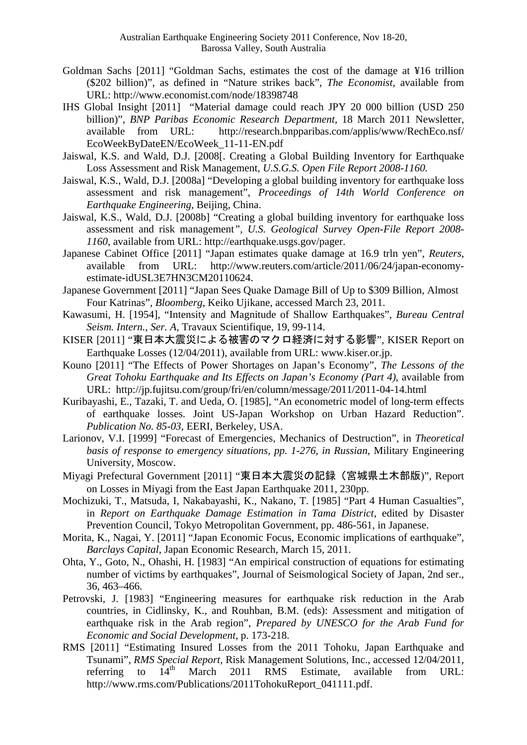Goldman Sachs [2011] "Goldman Sachs, estimates the cost of the damage at ¥16 trillion ($202 billion)", as defined in "Nature strikes back", *The Economist*, available from URL: http://www.economist.com/node/18398748

IHS Global Insight [2011] "Material damage could reach JPY 20 000 billion (USD 250 billion)", *BNP Paribas Economic Research Department*, 18 March 2011 Newsletter, available from URL: http://research.bnpparibas.com/applis/www/RechEco.nsf/EcoWeekByDateEN/EcoWeek_11-11-EN.pdf

Jaiswal, K.S. and Wald, D.J. [2008[. Creating a Global Building Inventory for Earthquake Loss Assessment and Risk Management, *U.S.G.S. Open File Report 2008-1160.*

Jaiswal, K.S., Wald, D.J. [2008a] "Developing a global building inventory for earthquake loss assessment and risk management", *Proceedings of 14th World Conference on Earthquake Engineering*, Beijing, China.

Jaiswal, K.S., Wald, D.J. [2008b] "Creating a global building inventory for earthquake loss assessment and risk management*", U.S. Geological Survey Open-File Report 2008-1160*, available from URL: http://earthquake.usgs.gov/pager.

Japanese Cabinet Office [2011] "Japan estimates quake damage at 16.9 trln yen", *Reuters*, available from URL: http://www.reuters.com/article/2011/06/24/japan-economy-estimate-idUSL3E7HN3CM20110624.

Japanese Government [2011] "Japan Sees Quake Damage Bill of Up to $309 Billion, Almost Four Katrinas", *Bloomberg*, Keiko Ujikane, accessed March 23, 2011.

Kawasumi, H. [1954], "Intensity and Magnitude of Shallow Earthquakes", *Bureau Central Seism. Intern., Ser. A*, Travaux Scientifique, 19, 99-114.

KISER [2011] "東日本大震災による被害のマクロ経済に対する影響", KISER Report on Earthquake Losses (12/04/2011), available from URL: www.kiser.or.jp.

Kouno [2011] "The Effects of Power Shortages on Japan's Economy", *The Lessons of the Great Tohoku Earthquake and Its Effects on Japan's Economy (Part 4)*, available from URL: http://jp.fujitsu.com/group/fri/en/column/message/2011/2011-04-14.html

Kuribayashi, E., Tazaki, T. and Ueda, O. [1985], "An econometric model of long-term effects of earthquake losses. Joint US-Japan Workshop on Urban Hazard Reduction". *Publication No. 85-03*, EERI, Berkeley, USA.

Larionov, V.I. [1999] "Forecast of Emergencies, Mechanics of Destruction", in *Theoretical basis of response to emergency situations, pp. 1-276, in Russian*, Military Engineering University, Moscow.

Miyagi Prefectural Government [2011] "東日本大震災の記録（宮城県土木部版)", Report on Losses in Miyagi from the East Japan Earthquake 2011, 230pp.

Mochizuki, T., Matsuda, I, Nakabayashi, K., Nakano, T. [1985] "Part 4 Human Casualties", in *Report on Earthquake Damage Estimation in Tama District*, edited by Disaster Prevention Council, Tokyo Metropolitan Government, pp. 486-561, in Japanese.

Morita, K., Nagai, Y. [2011] "Japan Economic Focus, Economic implications of earthquake", *Barclays Capital*, Japan Economic Research, March 15, 2011.

Ohta, Y., Goto, N., Ohashi, H. [1983] "An empirical construction of equations for estimating number of victims by earthquakes", Journal of Seismological Society of Japan, 2nd ser., 36, 463–466.

Petrovski, J. [1983] "Engineering measures for earthquake risk reduction in the Arab countries, in Cidlinsky, K., and Rouhban, B.M. (eds): Assessment and mitigation of earthquake risk in the Arab region", *Prepared by UNESCO for the Arab Fund for Economic and Social Development*, p. 173-218.

RMS [2011] "Estimating Insured Losses from the 2011 Tohoku, Japan Earthquake and Tsunami", *RMS Special Report*, Risk Management Solutions, Inc., accessed 12/04/2011, referring to 14th March 2011 RMS Estimate, available from URL: http://www.rms.com/Publications/2011TohokuReport_041111.pdf.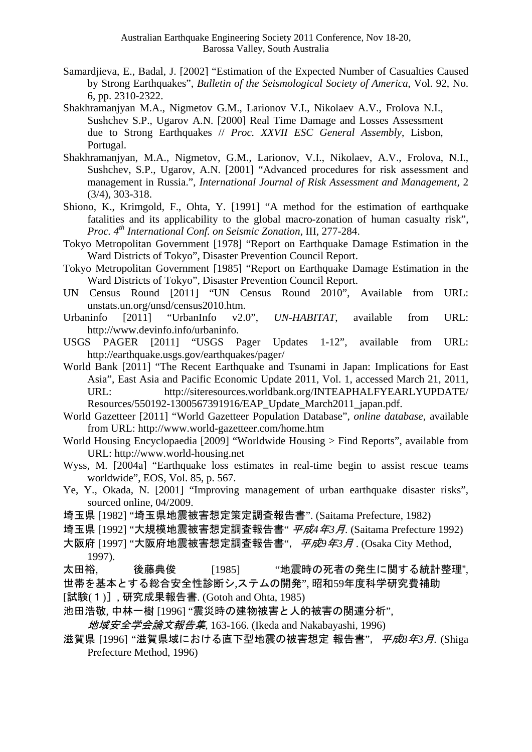Samardjieva, E., Badal, J. [2002] “Estimation of the Expected Number of Casualties Caused by Strong Earthquakes”, *Bulletin of the Seismological Society of America*, Vol. 92, No. 6, pp. 2310-2322.

Shakhramanjyan M.A., Nigmetov G.M., Larionov V.I., Nikolaev A.V., Frolova N.I., Sushchev S.P., Ugarov A.N. [2000] Real Time Damage and Losses Assessment due to Strong Earthquakes // *Proc. XXVII ESC General Assembly*, Lisbon, Portugal.

Shakhramanjyan, M.A., Nigmetov, G.M., Larionov, V.I., Nikolaev, A.V., Frolova, N.I., Sushchev, S.P., Ugarov, A.N. [2001] “Advanced procedures for risk assessment and management in Russia.”, *International Journal of Risk Assessment and Management*, 2 (3/4), 303-318.

Shiono, K., Krimgold, F., Ohta, Y. [1991] “A method for the estimation of earthquake fatalities and its applicability to the global macro-zonation of human casualty risk”, *Proc. 4th International Conf. on Seismic Zonation*, III, 277-284.

Tokyo Metropolitan Government [1978] “Report on Earthquake Damage Estimation in the Ward Districts of Tokyo”, Disaster Prevention Council Report.

Tokyo Metropolitan Government [1985] “Report on Earthquake Damage Estimation in the Ward Districts of Tokyo”, Disaster Prevention Council Report.

UN Census Round [2011] “UN Census Round 2010”, Available from URL: unstats.un.org/unsd/census2010.htm.

Urbaninfo [2011] “UrbanInfo v2.0”, *UN-HABITAT*, available from URL: http://www.devinfo.info/urbaninfo.

USGS PAGER [2011] “USGS Pager Updates 1-12”, available from URL: http://earthquake.usgs.gov/earthquakes/pager/

World Bank [2011] “The Recent Earthquake and Tsunami in Japan: Implications for East Asia”, East Asia and Pacific Economic Update 2011, Vol. 1, accessed March 21, 2011, URL: http://siteresources.worldbank.org/INTEAPHALFYEARLYUPDATE/Resources/550192-1300567391916/EAP_Update_March2011_japan.pdf.

World Gazetteer [2011] “World Gazetteer Population Database”, *online database*, available from URL: http://www.world-gazetteer.com/home.htm

World Housing Encyclopaedia [2009] “Worldwide Housing > Find Reports”, available from URL: http://www.world-housing.net

Wyss, M. [2004a] “Earthquake loss estimates in real-time begin to assist rescue teams worldwide”, EOS, Vol. 85, p. 567.

Ye, Y., Okada, N. [2001] “Improving management of urban earthquake disaster risks”, sourced online, 04/2009.

埼玉県 [1982] “埼玉県地震被害想定策定調査報告書”. (Saitama Prefecture, 1982)

埼玉県 [1992] “大規模地震被害想定調査報告書“ *平成4年3月*. (Saitama Prefecture 1992)

大阪府 [1997] “大阪府地震被害想定調査報告書“, *平成9年3月* . (Osaka City Method, 1997).

太田裕, 後藤典俊 [1985] “地震時の死者の発生に関する統計整理”, 世帯を基本とする総合安全性診断シ,ステムの開発”, 昭和59年度科学研究費補助[試験(１)］, 研究成果報告書. (Gotoh and Ohta, 1985)

池田浩敬, 中林一樹 [1996] “震災時の建物被害と人的被害の関連分析”, *地域安全学会論文報告集*, 163-166. (Ikeda and Nakabayashi, 1996)

滋賀県 [1996] “滋賀県域における直下型地震の被害想定 報告書”, *平成8年3月*. (Shiga Prefecture Method, 1996)